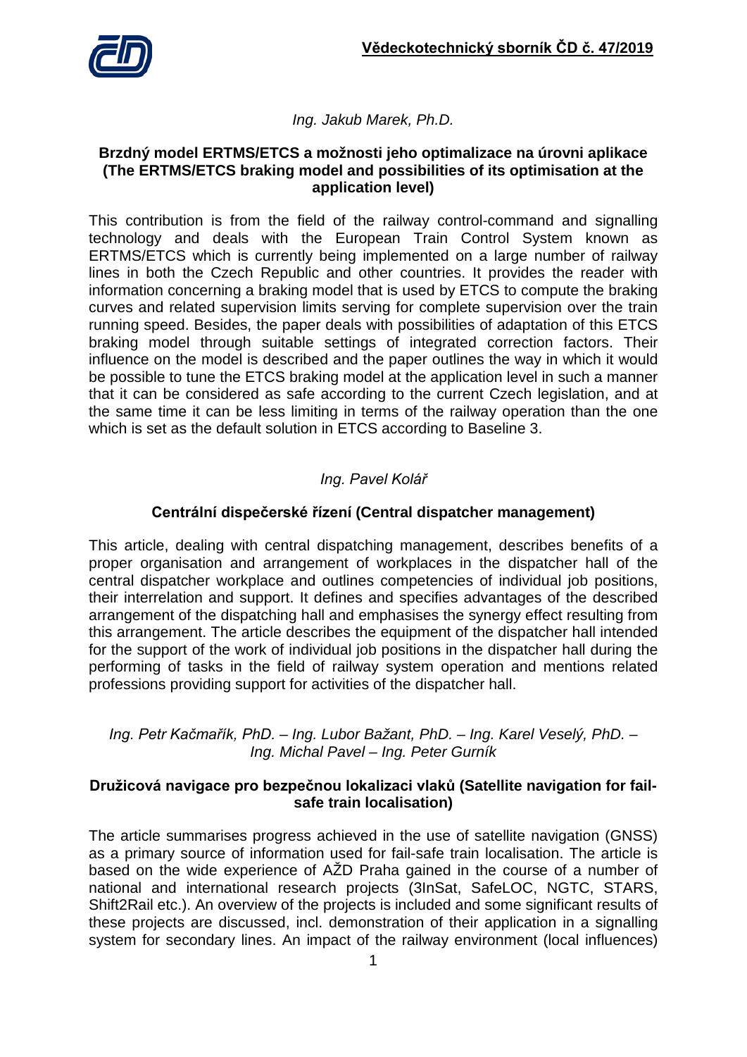*Ing. Jakub Marek, Ph.D.*

**Brzdný model ERTMS/ETCS a možnosti jeho optimalizace na úrovni aplikace (The ERTMS/ETCS braking model and possibilities of its optimisation at the application level)**

This contribution is from the field of the railway control-command and signalling technology and deals with the European Train Control System known as ERTMS/ETCS which is currently being implemented on a large number of railway lines in both the Czech Republic and other countries. It provides the reader with information concerning a braking model that is used by ETCS to compute the braking curves and related supervision limits serving for complete supervision over the train running speed. Besides, the paper deals with possibilities of adaptation of this ETCS braking model through suitable settings of integrated correction factors. Their influence on the model is described and the paper outlines the way in which it would be possible to tune the ETCS braking model at the application level in such a manner that it can be considered as safe according to the current Czech legislation, and at the same time it can be less limiting in terms of the railway operation than the one which is set as the default solution in ETCS according to Baseline 3.

*Ing. Pavel Kolář*

**Centrální dispečerské řízení (Central dispatcher management)**

This article, dealing with central dispatching management, describes benefits of a proper organisation and arrangement of workplaces in the dispatcher hall of the central dispatcher workplace and outlines competencies of individual job positions, their interrelation and support. It defines and specifies advantages of the described arrangement of the dispatching hall and emphasises the synergy effect resulting from this arrangement. The article describes the equipment of the dispatcher hall intended for the support of the work of individual job positions in the dispatcher hall during the performing of tasks in the field of railway system operation and mentions related professions providing support for activities of the dispatcher hall.

*Ing. Petr Kačmařík, PhD. – Ing. Lubor Bažant, PhD. – Ing. Karel Veselý, PhD. – Ing. Michal Pavel – Ing. Peter Gurník*

**Družicová navigace pro bezpečnou lokalizaci vlaků (Satellite navigation for fail-safe train localisation)**

The article summarises progress achieved in the use of satellite navigation (GNSS) as a primary source of information used for fail-safe train localisation. The article is based on the wide experience of AŽD Praha gained in the course of a number of national and international research projects (3InSat, SafeLOC, NGTC, STARS, Shift2Rail etc.). An overview of the projects is included and some significant results of these projects are discussed, incl. demonstration of their application in a signalling system for secondary lines. An impact of the railway environment (local influences)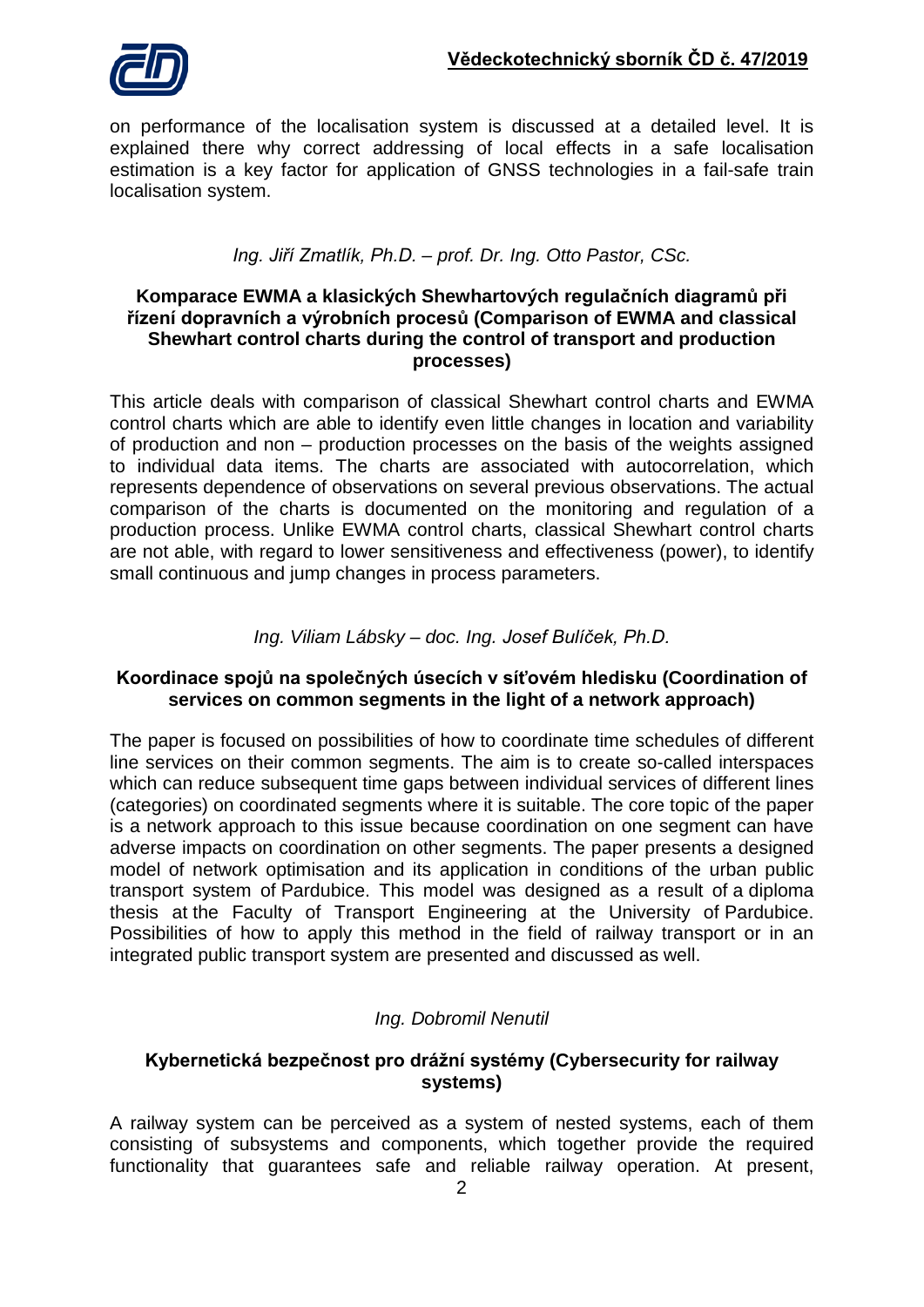on performance of the localisation system is discussed at a detailed level. It is explained there why correct addressing of local effects in a safe localisation estimation is a key factor for application of GNSS technologies in a fail-safe train localisation system.

*Ing. Jiří Zmatlík, Ph.D. – prof. Dr. Ing. Otto Pastor, CSc.*

**Komparace EWMA a klasických Shewhartových regulačních diagramů při řízení dopravních a výrobních procesů (Comparison of EWMA and classical Shewhart control charts during the control of transport and production processes)**

This article deals with comparison of classical Shewhart control charts and EWMA control charts which are able to identify even little changes in location and variability of production and non – production processes on the basis of the weights assigned to individual data items. The charts are associated with autocorrelation, which represents dependence of observations on several previous observations. The actual comparison of the charts is documented on the monitoring and regulation of a production process. Unlike EWMA control charts, classical Shewhart control charts are not able, with regard to lower sensitiveness and effectiveness (power), to identify small continuous and jump changes in process parameters.

*Ing. Viliam Lábsky – doc. Ing. Josef Bulíček, Ph.D.*

**Koordinace spojů na společných úsecích v síťovém hledisku (Coordination of services on common segments in the light of a network approach)**

The paper is focused on possibilities of how to coordinate time schedules of different line services on their common segments. The aim is to create so-called interspaces which can reduce subsequent time gaps between individual services of different lines (categories) on coordinated segments where it is suitable. The core topic of the paper is a network approach to this issue because coordination on one segment can have adverse impacts on coordination on other segments. The paper presents a designed model of network optimisation and its application in conditions of the urban public transport system of Pardubice. This model was designed as a result of a diploma thesis at the Faculty of Transport Engineering at the University of Pardubice. Possibilities of how to apply this method in the field of railway transport or in an integrated public transport system are presented and discussed as well.

*Ing. Dobromil Nenutil*

**Kybernetická bezpečnost pro drážní systémy (Cybersecurity for railway systems)**

A railway system can be perceived as a system of nested systems, each of them consisting of subsystems and components, which together provide the required functionality that guarantees safe and reliable railway operation. At present,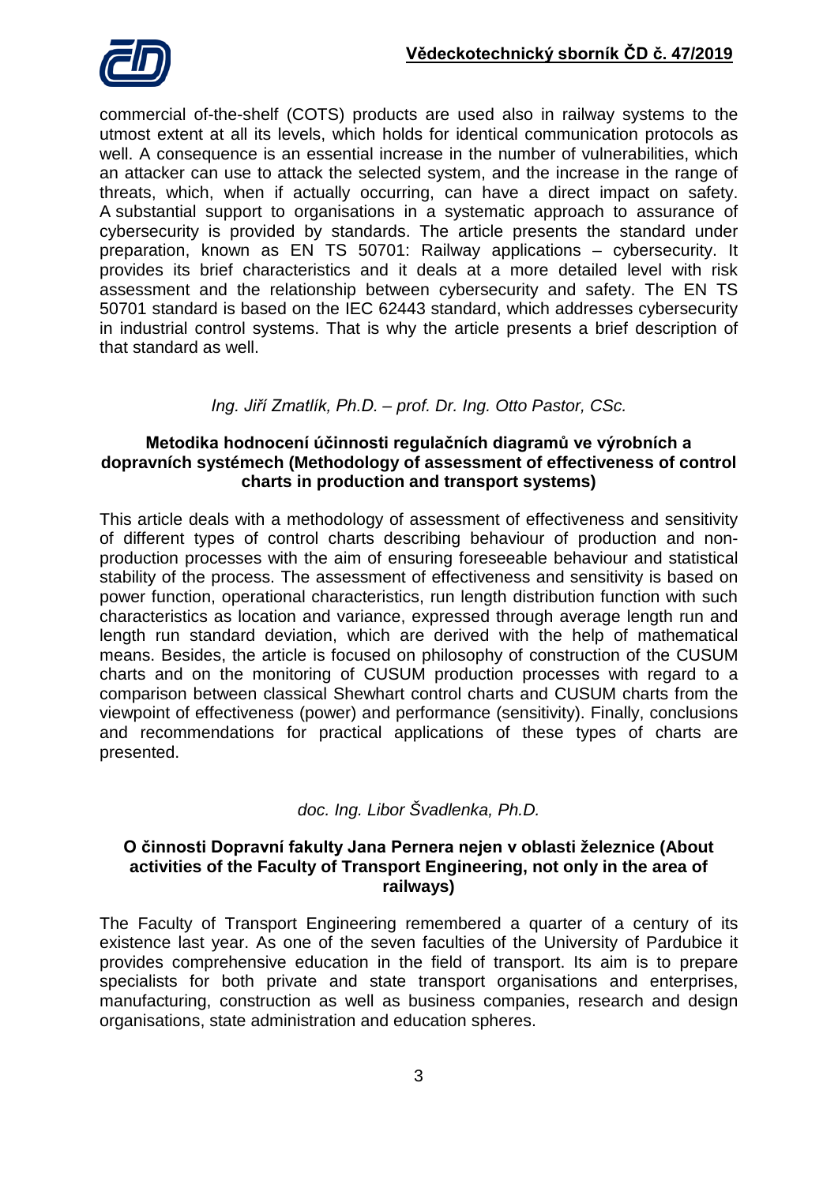commercial of-the-shelf (COTS) products are used also in railway systems to the utmost extent at all its levels, which holds for identical communication protocols as well. A consequence is an essential increase in the number of vulnerabilities, which an attacker can use to attack the selected system, and the increase in the range of threats, which, when if actually occurring, can have a direct impact on safety. A substantial support to organisations in a systematic approach to assurance of cybersecurity is provided by standards. The article presents the standard under preparation, known as EN TS 50701: Railway applications – cybersecurity. It provides its brief characteristics and it deals at a more detailed level with risk assessment and the relationship between cybersecurity and safety. The EN TS 50701 standard is based on the IEC 62443 standard, which addresses cybersecurity in industrial control systems. That is why the article presents a brief description of that standard as well.

*Ing. Jiří Zmatlík, Ph.D. – prof. Dr. Ing. Otto Pastor, CSc.*

**Metodika hodnocení účinnosti regulačních diagramů ve výrobních a dopravních systémech (Methodology of assessment of effectiveness of control charts in production and transport systems)**

This article deals with a methodology of assessment of effectiveness and sensitivity of different types of control charts describing behaviour of production and non-production processes with the aim of ensuring foreseeable behaviour and statistical stability of the process. The assessment of effectiveness and sensitivity is based on power function, operational characteristics, run length distribution function with such characteristics as location and variance, expressed through average length run and length run standard deviation, which are derived with the help of mathematical means. Besides, the article is focused on philosophy of construction of the CUSUM charts and on the monitoring of CUSUM production processes with regard to a comparison between classical Shewhart control charts and CUSUM charts from the viewpoint of effectiveness (power) and performance (sensitivity). Finally, conclusions and recommendations for practical applications of these types of charts are presented.

*doc. Ing. Libor Švadlenka, Ph.D.*

**O činnosti Dopravní fakulty Jana Pernera nejen v oblasti železnice (About activities of the Faculty of Transport Engineering, not only in the area of railways)**

The Faculty of Transport Engineering remembered a quarter of a century of its existence last year. As one of the seven faculties of the University of Pardubice it provides comprehensive education in the field of transport. Its aim is to prepare specialists for both private and state transport organisations and enterprises, manufacturing, construction as well as business companies, research and design organisations, state administration and education spheres.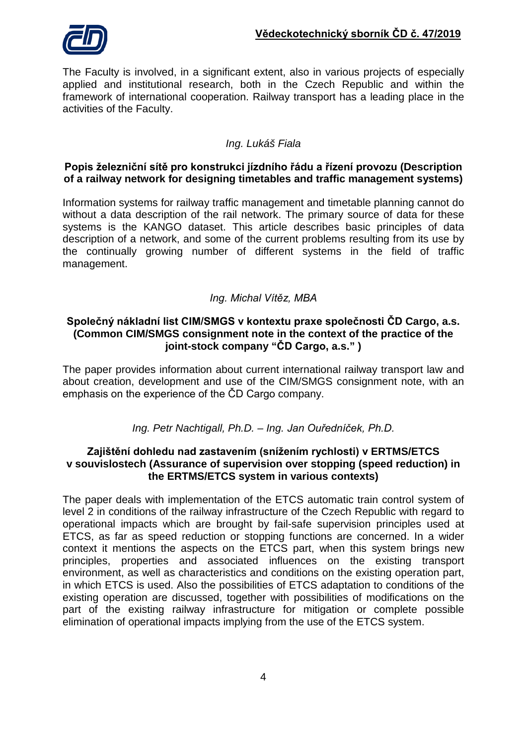The Faculty is involved, in a significant extent, also in various projects of especially applied and institutional research, both in the Czech Republic and within the framework of international cooperation. Railway transport has a leading place in the activities of the Faculty.

*Ing. Lukáš Fiala*

**Popis železniční sítě pro konstrukci jízdního řádu a řízení provozu (Description of a railway network for designing timetables and traffic management systems)**

Information systems for railway traffic management and timetable planning cannot do without a data description of the rail network. The primary source of data for these systems is the KANGO dataset. This article describes basic principles of data description of a network, and some of the current problems resulting from its use by the continually growing number of different systems in the field of traffic management.

*Ing. Michal Vítěz, MBA*

**Společný nákladní list CIM/SMGS v kontextu praxe společnosti ČD Cargo, a.s. (Common CIM/SMGS consignment note in the context of the practice of the joint-stock company "ČD Cargo, a.s." )**

The paper provides information about current international railway transport law and about creation, development and use of the CIM/SMGS consignment note, with an emphasis on the experience of the ČD Cargo company.

*Ing. Petr Nachtigall, Ph.D. – Ing. Jan Ouředníček, Ph.D.*

**Zajištění dohledu nad zastavením (snížením rychlosti) v ERTMS/ETCS v souvislostech (Assurance of supervision over stopping (speed reduction) in the ERTMS/ETCS system in various contexts)**

The paper deals with implementation of the ETCS automatic train control system of level 2 in conditions of the railway infrastructure of the Czech Republic with regard to operational impacts which are brought by fail-safe supervision principles used at ETCS, as far as speed reduction or stopping functions are concerned. In a wider context it mentions the aspects on the ETCS part, when this system brings new principles, properties and associated influences on the existing transport environment, as well as characteristics and conditions on the existing operation part, in which ETCS is used. Also the possibilities of ETCS adaptation to conditions of the existing operation are discussed, together with possibilities of modifications on the part of the existing railway infrastructure for mitigation or complete possible elimination of operational impacts implying from the use of the ETCS system.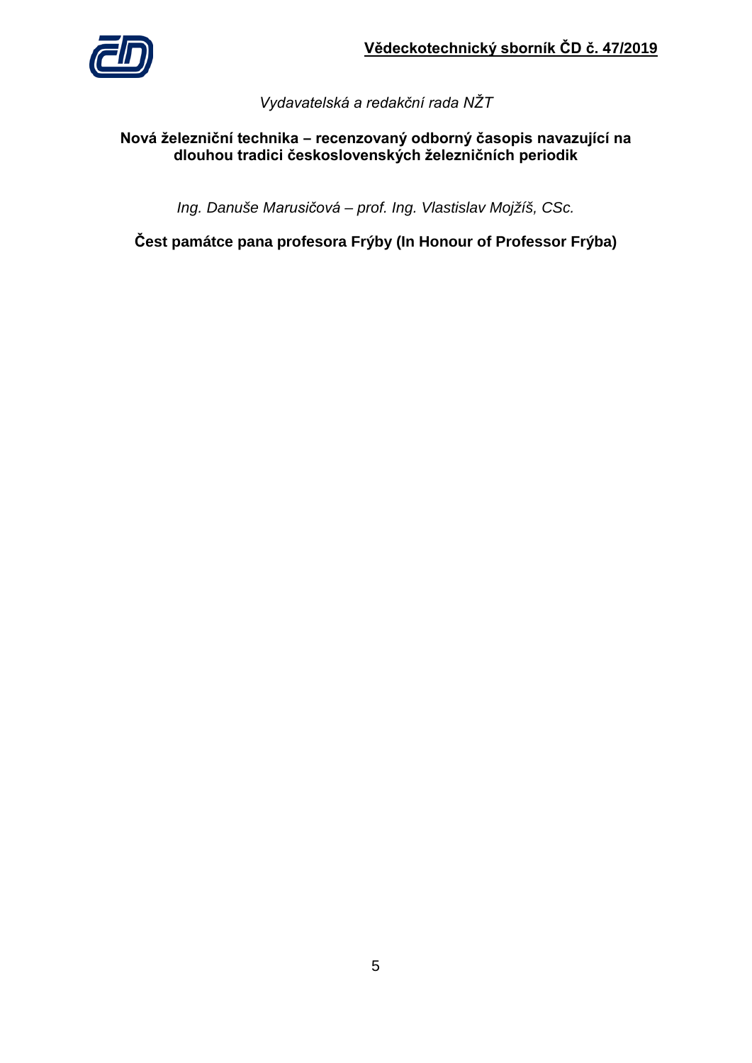*Vydavatelská a redakční rada NŽT*

**Nová železniční technika – recenzovaný odborný časopis navazující na dlouhou tradici československých železničních periodik**

*Ing. Danuše Marusičová – prof. Ing. Vlastislav Mojžíš, CSc.*

**Čest památce pana profesora Frýby (In Honour of Professor Frýba)**